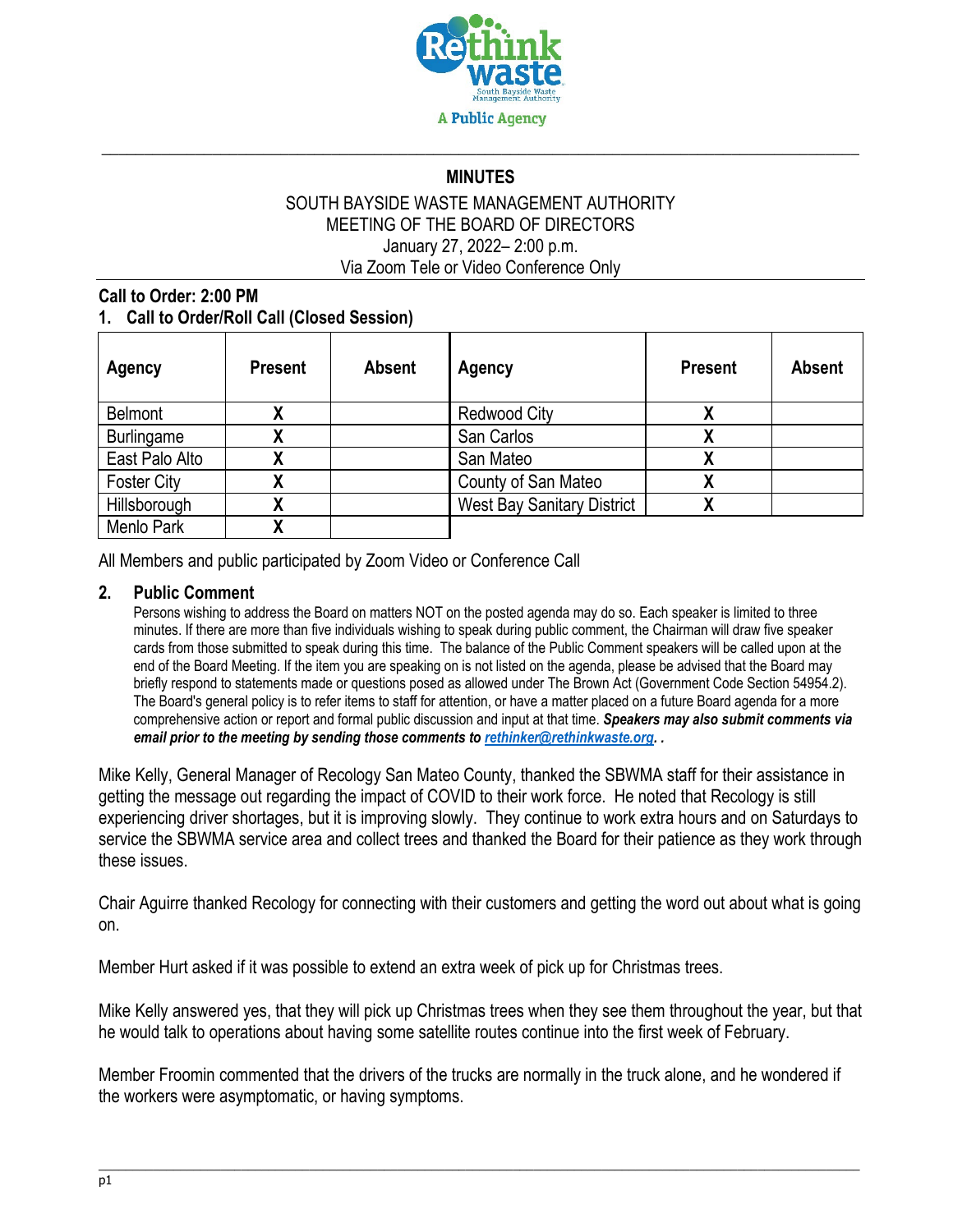# MINUTES

SOUTH BAYSIDE WASTE MANAGEMENT AUTHORITY
MEETING OF THE BOARD OF DIRECTORS
January 27, 2022– 2:00 p.m.
Via Zoom Tele or Video Conference Only

**Call to Order: 2:00 PM**

**1. Call to Order/Roll Call (Closed Session)**

| Agency | Present | Absent | Agency | Present | Absent |
|---|---|---|---|---|---|
| Belmont | X | | Redwood City | X | |
| Burlingame | X | | San Carlos | X | |
| East Palo Alto | X | | San Mateo | X | |
| Foster City | X | | County of San Mateo | X | |
| Hillsborough | X | | West Bay Sanitary District | X | |
| Menlo Park | X | | | | |

All Members and public participated by Zoom Video or Conference Call

## 2. Public Comment

Persons wishing to address the Board on matters NOT on the posted agenda may do so. Each speaker is limited to three minutes. If there are more than five individuals wishing to speak during public comment, the Chairman will draw five speaker cards from those submitted to speak during this time. The balance of the Public Comment speakers will be called upon at the end of the Board Meeting. If the item you are speaking on is not listed on the agenda, please be advised that the Board may briefly respond to statements made or questions posed as allowed under The Brown Act (Government Code Section 54954.2). The Board's general policy is to refer items to staff for attention, or have a matter placed on a future Board agenda for a more comprehensive action or report and formal public discussion and input at that time. ***Speakers may also submit comments via email prior to the meeting by sending those comments to rethinker@rethinkwaste.org. .***

Mike Kelly, General Manager of Recology San Mateo County, thanked the SBWMA staff for their assistance in getting the message out regarding the impact of COVID to their work force. He noted that Recology is still experiencing driver shortages, but it is improving slowly. They continue to work extra hours and on Saturdays to service the SBWMA service area and collect trees and thanked the Board for their patience as they work through these issues.

Chair Aguirre thanked Recology for connecting with their customers and getting the word out about what is going on.

Member Hurt asked if it was possible to extend an extra week of pick up for Christmas trees.

Mike Kelly answered yes, that they will pick up Christmas trees when they see them throughout the year, but that he would talk to operations about having some satellite routes continue into the first week of February.

Member Froomin commented that the drivers of the trucks are normally in the truck alone, and he wondered if the workers were asymptomatic, or having symptoms.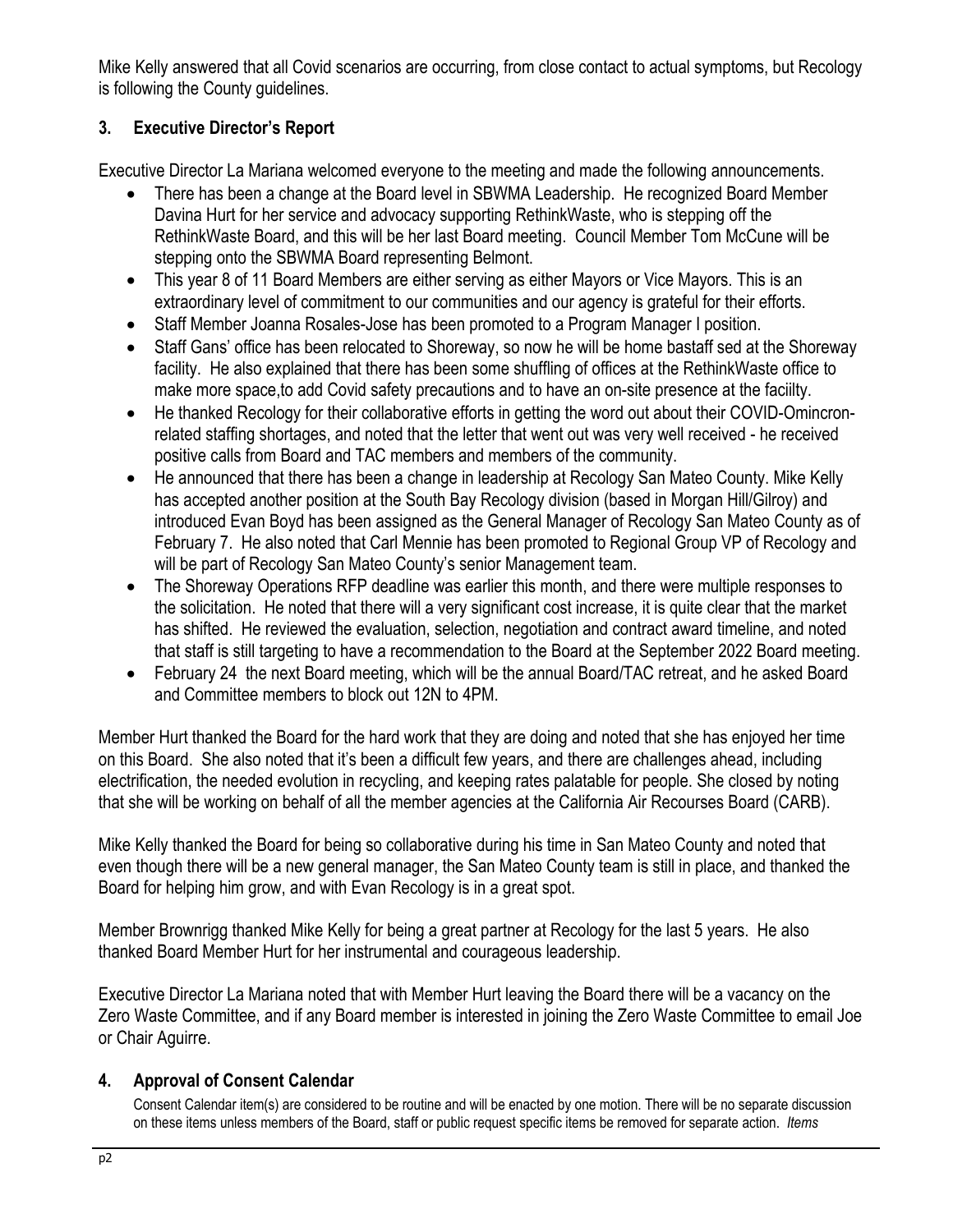Mike Kelly answered that all Covid scenarios are occurring, from close contact to actual symptoms, but Recology is following the County guidelines.

## 3. Executive Director's Report

Executive Director La Mariana welcomed everyone to the meeting and made the following announcements.

- There has been a change at the Board level in SBWMA Leadership. He recognized Board Member Davina Hurt for her service and advocacy supporting RethinkWaste, who is stepping off the RethinkWaste Board, and this will be her last Board meeting. Council Member Tom McCune will be stepping onto the SBWMA Board representing Belmont.
- This year 8 of 11 Board Members are either serving as either Mayors or Vice Mayors. This is an extraordinary level of commitment to our communities and our agency is grateful for their efforts.
- Staff Member Joanna Rosales-Jose has been promoted to a Program Manager I position.
- Staff Gans' office has been relocated to Shoreway, so now he will be home bastaff sed at the Shoreway facility. He also explained that there has been some shuffling of offices at the RethinkWaste office to make more space,to add Covid safety precautions and to have an on-site presence at the faciilty.
- He thanked Recology for their collaborative efforts in getting the word out about their COVID-Omincron-related staffing shortages, and noted that the letter that went out was very well received - he received positive calls from Board and TAC members and members of the community.
- He announced that there has been a change in leadership at Recology San Mateo County. Mike Kelly has accepted another position at the South Bay Recology division (based in Morgan Hill/Gilroy) and introduced Evan Boyd has been assigned as the General Manager of Recology San Mateo County as of February 7. He also noted that Carl Mennie has been promoted to Regional Group VP of Recology and will be part of Recology San Mateo County's senior Management team.
- The Shoreway Operations RFP deadline was earlier this month, and there were multiple responses to the solicitation. He noted that there will a very significant cost increase, it is quite clear that the market has shifted. He reviewed the evaluation, selection, negotiation and contract award timeline, and noted that staff is still targeting to have a recommendation to the Board at the September 2022 Board meeting.
- February 24 the next Board meeting, which will be the annual Board/TAC retreat, and he asked Board and Committee members to block out 12N to 4PM.

Member Hurt thanked the Board for the hard work that they are doing and noted that she has enjoyed her time on this Board. She also noted that it's been a difficult few years, and there are challenges ahead, including electrification, the needed evolution in recycling, and keeping rates palatable for people. She closed by noting that she will be working on behalf of all the member agencies at the California Air Recourses Board (CARB).

Mike Kelly thanked the Board for being so collaborative during his time in San Mateo County and noted that even though there will be a new general manager, the San Mateo County team is still in place, and thanked the Board for helping him grow, and with Evan Recology is in a great spot.

Member Brownrigg thanked Mike Kelly for being a great partner at Recology for the last 5 years. He also thanked Board Member Hurt for her instrumental and courageous leadership.

Executive Director La Mariana noted that with Member Hurt leaving the Board there will be a vacancy on the Zero Waste Committee, and if any Board member is interested in joining the Zero Waste Committee to email Joe or Chair Aguirre.

## 4. Approval of Consent Calendar

Consent Calendar item(s) are considered to be routine and will be enacted by one motion. There will be no separate discussion on these items unless members of the Board, staff or public request specific items be removed for separate action. *Items*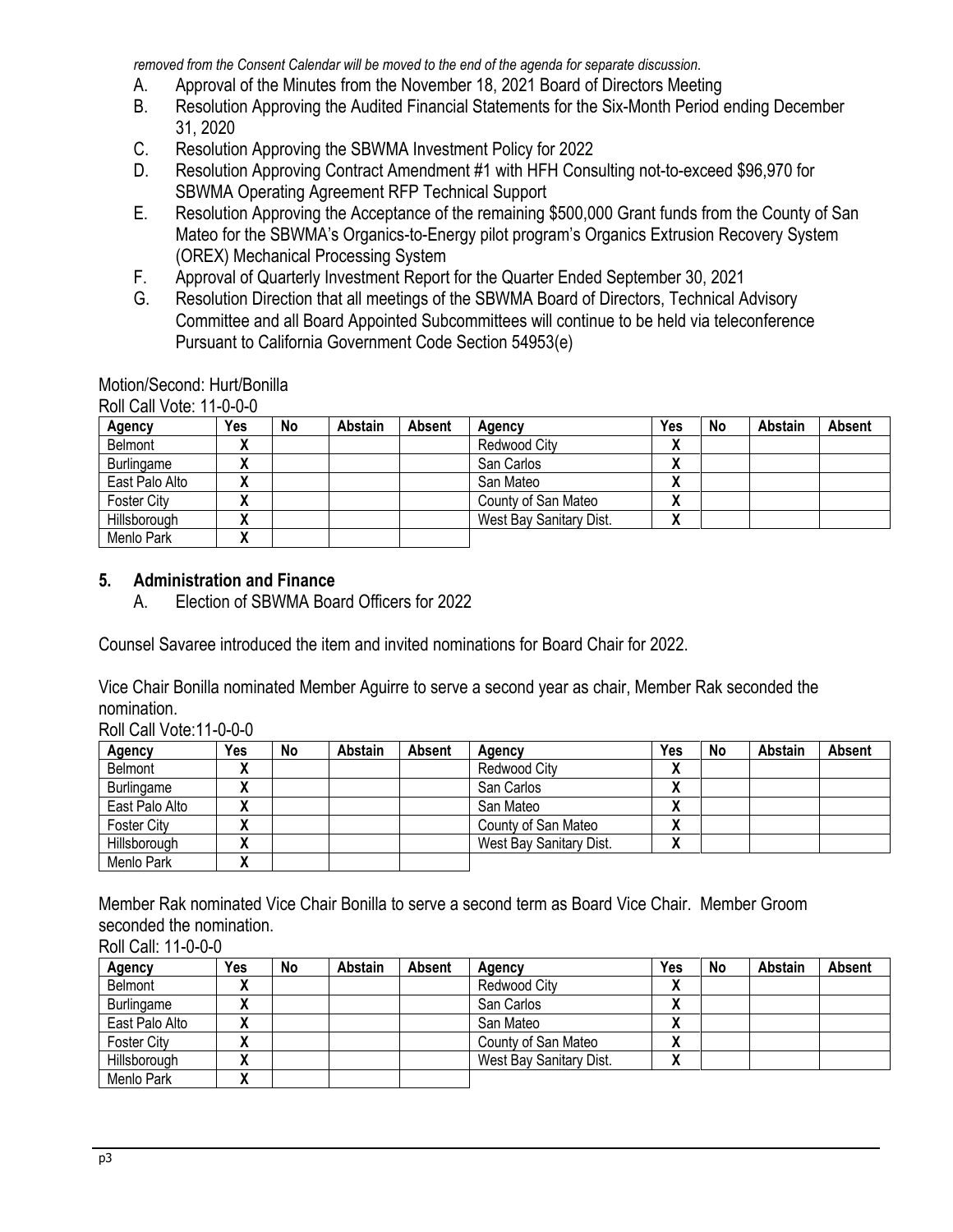*removed from the Consent Calendar will be moved to the end of the agenda for separate discussion.*

A. Approval of the Minutes from the November 18, 2021 Board of Directors Meeting
B. Resolution Approving the Audited Financial Statements for the Six-Month Period ending December 31, 2020
C. Resolution Approving the SBWMA Investment Policy for 2022
D. Resolution Approving Contract Amendment #1 with HFH Consulting not-to-exceed $96,970 for SBWMA Operating Agreement RFP Technical Support
E. Resolution Approving the Acceptance of the remaining $500,000 Grant funds from the County of San Mateo for the SBWMA's Organics-to-Energy pilot program's Organics Extrusion Recovery System (OREX) Mechanical Processing System
F. Approval of Quarterly Investment Report for the Quarter Ended September 30, 2021
G. Resolution Direction that all meetings of the SBWMA Board of Directors, Technical Advisory Committee and all Board Appointed Subcommittees will continue to be held via teleconference Pursuant to California Government Code Section 54953(e)

Motion/Second: Hurt/Bonilla

Roll Call Vote: 11-0-0-0

| Agency | Yes | No | Abstain | Absent | Agency | Yes | No | Abstain | Absent |
|---|---|---|---|---|---|---|---|---|---|
| Belmont | X | | | | Redwood City | X | | | |
| Burlingame | X | | | | San Carlos | X | | | |
| East Palo Alto | X | | | | San Mateo | X | | | |
| Foster City | X | | | | County of San Mateo | X | | | |
| Hillsborough | X | | | | West Bay Sanitary Dist. | X | | | |
| Menlo Park | X | | | | | | | | |

## 5. Administration and Finance

A. Election of SBWMA Board Officers for 2022

Counsel Savaree introduced the item and invited nominations for Board Chair for 2022.

Vice Chair Bonilla nominated Member Aguirre to serve a second year as chair, Member Rak seconded the nomination.

Roll Call Vote:11-0-0-0

| Agency | Yes | No | Abstain | Absent | Agency | Yes | No | Abstain | Absent |
|---|---|---|---|---|---|---|---|---|---|
| Belmont | X | | | | Redwood City | X | | | |
| Burlingame | X | | | | San Carlos | X | | | |
| East Palo Alto | X | | | | San Mateo | X | | | |
| Foster City | X | | | | County of San Mateo | X | | | |
| Hillsborough | X | | | | West Bay Sanitary Dist. | X | | | |
| Menlo Park | X | | | | | | | | |

Member Rak nominated Vice Chair Bonilla to serve a second term as Board Vice Chair. Member Groom seconded the nomination.

Roll Call: 11-0-0-0

| Agency | Yes | No | Abstain | Absent | Agency | Yes | No | Abstain | Absent |
|---|---|---|---|---|---|---|---|---|---|
| Belmont | X | | | | Redwood City | X | | | |
| Burlingame | X | | | | San Carlos | X | | | |
| East Palo Alto | X | | | | San Mateo | X | | | |
| Foster City | X | | | | County of San Mateo | X | | | |
| Hillsborough | X | | | | West Bay Sanitary Dist. | X | | | |
| Menlo Park | X | | | | | | | | |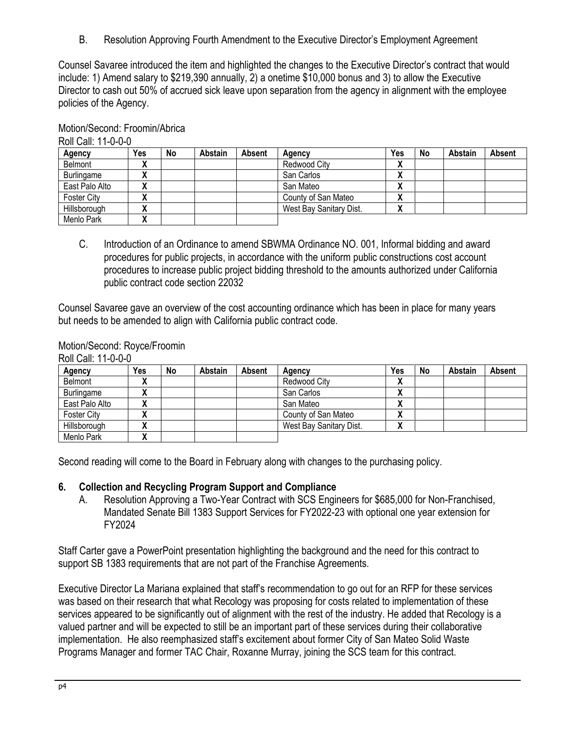B. Resolution Approving Fourth Amendment to the Executive Director's Employment Agreement

Counsel Savaree introduced the item and highlighted the changes to the Executive Director's contract that would include: 1) Amend salary to $219,390 annually, 2) a onetime $10,000 bonus and 3) to allow the Executive Director to cash out 50% of accrued sick leave upon separation from the agency in alignment with the employee policies of the Agency.

Motion/Second: Froomin/Abrica

Roll Call: 11-0-0-0

| Agency | Yes | No | Abstain | Absent | Agency | Yes | No | Abstain | Absent |
|---|---|---|---|---|---|---|---|---|---|
| Belmont | X | | | | Redwood City | X | | | |
| Burlingame | X | | | | San Carlos | X | | | |
| East Palo Alto | X | | | | San Mateo | X | | | |
| Foster City | X | | | | County of San Mateo | X | | | |
| Hillsborough | X | | | | West Bay Sanitary Dist. | X | | | |
| Menlo Park | X | | | | | | | | |

C. Introduction of an Ordinance to amend SBWMA Ordinance NO. 001, Informal bidding and award procedures for public projects, in accordance with the uniform public constructions cost account procedures to increase public project bidding threshold to the amounts authorized under California public contract code section 22032

Counsel Savaree gave an overview of the cost accounting ordinance which has been in place for many years but needs to be amended to align with California public contract code.

Motion/Second: Royce/Froomin

Roll Call: 11-0-0-0

| Agency | Yes | No | Abstain | Absent | Agency | Yes | No | Abstain | Absent |
|---|---|---|---|---|---|---|---|---|---|
| Belmont | X | | | | Redwood City | X | | | |
| Burlingame | X | | | | San Carlos | X | | | |
| East Palo Alto | X | | | | San Mateo | X | | | |
| Foster City | X | | | | County of San Mateo | X | | | |
| Hillsborough | X | | | | West Bay Sanitary Dist. | X | | | |
| Menlo Park | X | | | | | | | | |

Second reading will come to the Board in February along with changes to the purchasing policy.

## 6. Collection and Recycling Program Support and Compliance

A. Resolution Approving a Two-Year Contract with SCS Engineers for $685,000 for Non-Franchised, Mandated Senate Bill 1383 Support Services for FY2022-23 with optional one year extension for FY2024

Staff Carter gave a PowerPoint presentation highlighting the background and the need for this contract to support SB 1383 requirements that are not part of the Franchise Agreements.

Executive Director La Mariana explained that staff's recommendation to go out for an RFP for these services was based on their research that what Recology was proposing for costs related to implementation of these services appeared to be significantly out of alignment with the rest of the industry. He added that Recology is a valued partner and will be expected to still be an important part of these services during their collaborative implementation. He also reemphasized staff's excitement about former City of San Mateo Solid Waste Programs Manager and former TAC Chair, Roxanne Murray, joining the SCS team for this contract.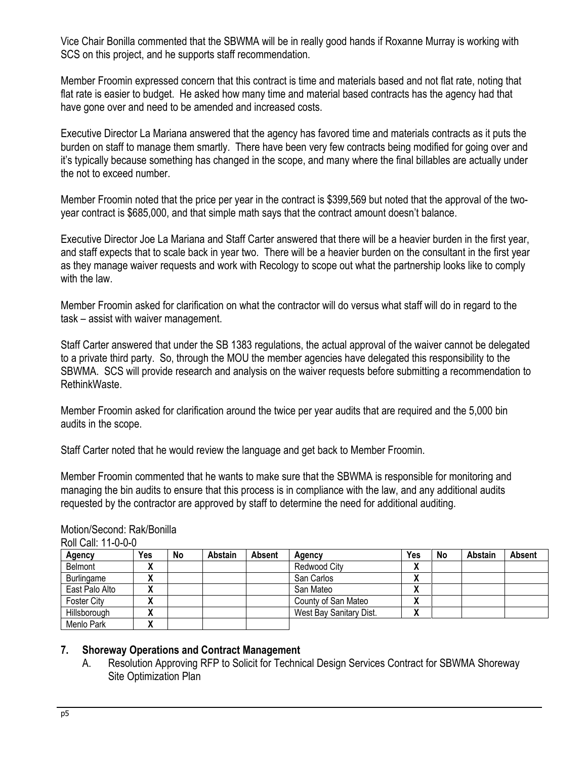Vice Chair Bonilla commented that the SBWMA will be in really good hands if Roxanne Murray is working with SCS on this project, and he supports staff recommendation.

Member Froomin expressed concern that this contract is time and materials based and not flat rate, noting that flat rate is easier to budget. He asked how many time and material based contracts has the agency had that have gone over and need to be amended and increased costs.

Executive Director La Mariana answered that the agency has favored time and materials contracts as it puts the burden on staff to manage them smartly. There have been very few contracts being modified for going over and it's typically because something has changed in the scope, and many where the final billables are actually under the not to exceed number.

Member Froomin noted that the price per year in the contract is $399,569 but noted that the approval of the two-year contract is $685,000, and that simple math says that the contract amount doesn't balance.

Executive Director Joe La Mariana and Staff Carter answered that there will be a heavier burden in the first year, and staff expects that to scale back in year two. There will be a heavier burden on the consultant in the first year as they manage waiver requests and work with Recology to scope out what the partnership looks like to comply with the law.

Member Froomin asked for clarification on what the contractor will do versus what staff will do in regard to the task – assist with waiver management.

Staff Carter answered that under the SB 1383 regulations, the actual approval of the waiver cannot be delegated to a private third party. So, through the MOU the member agencies have delegated this responsibility to the SBWMA. SCS will provide research and analysis on the waiver requests before submitting a recommendation to RethinkWaste.

Member Froomin asked for clarification around the twice per year audits that are required and the 5,000 bin audits in the scope.

Staff Carter noted that he would review the language and get back to Member Froomin.

Member Froomin commented that he wants to make sure that the SBWMA is responsible for monitoring and managing the bin audits to ensure that this process is in compliance with the law, and any additional audits requested by the contractor are approved by staff to determine the need for additional auditing.

Motion/Second: Rak/Bonilla
Roll Call: 11-0-0-0

| Agency | Yes | No | Abstain | Absent | Agency | Yes | No | Abstain | Absent |
|---|---|---|---|---|---|---|---|---|---|
| Belmont | X | | | | Redwood City | X | | | |
| Burlingame | X | | | | San Carlos | X | | | |
| East Palo Alto | X | | | | San Mateo | X | | | |
| Foster City | X | | | | County of San Mateo | X | | | |
| Hillsborough | X | | | | West Bay Sanitary Dist. | X | | | |
| Menlo Park | X | | | | | | | | |

## 7. Shoreway Operations and Contract Management

A. Resolution Approving RFP to Solicit for Technical Design Services Contract for SBWMA Shoreway Site Optimization Plan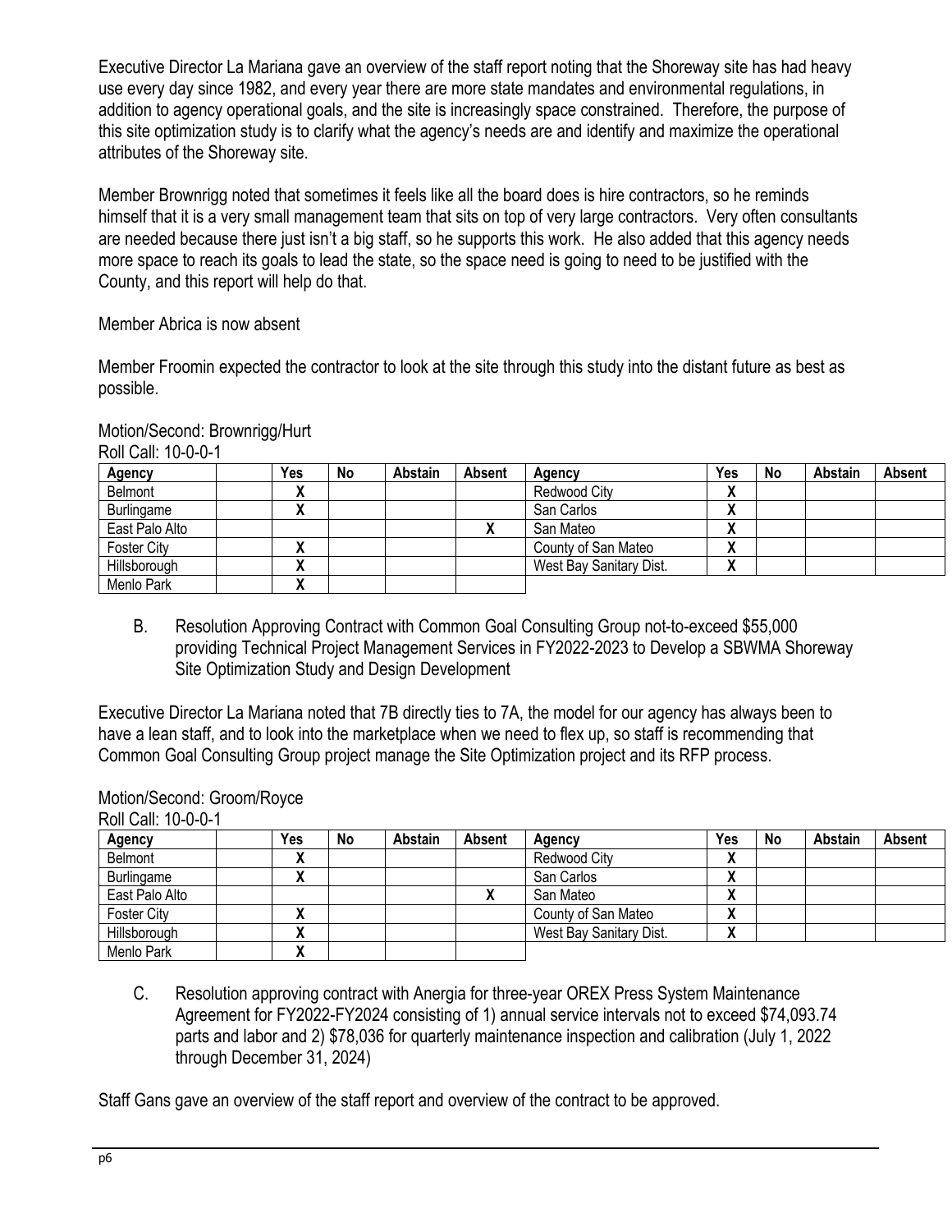Executive Director La Mariana gave an overview of the staff report noting that the Shoreway site has had heavy use every day since 1982, and every year there are more state mandates and environmental regulations, in addition to agency operational goals, and the site is increasingly space constrained. Therefore, the purpose of this site optimization study is to clarify what the agency's needs are and identify and maximize the operational attributes of the Shoreway site.

Member Brownrigg noted that sometimes it feels like all the board does is hire contractors, so he reminds himself that it is a very small management team that sits on top of very large contractors. Very often consultants are needed because there just isn't a big staff, so he supports this work. He also added that this agency needs more space to reach its goals to lead the state, so the space need is going to need to be justified with the County, and this report will help do that.

Member Abrica is now absent

Member Froomin expected the contractor to look at the site through this study into the distant future as best as possible.

Motion/Second: Brownrigg/Hurt
Roll Call: 10-0-0-1

| Agency | | Yes | No | Abstain | Absent | Agency | Yes | No | Abstain | Absent |
|---|---|---|---|---|---|---|---|---|---|---|
| Belmont | | X | | | | Redwood City | X | | | |
| Burlingame | | X | | | | San Carlos | X | | | |
| East Palo Alto | | | | | X | San Mateo | X | | | |
| Foster City | | X | | | | County of San Mateo | X | | | |
| Hillsborough | | X | | | | West Bay Sanitary Dist. | X | | | |
| Menlo Park | | X | | | | | | | | |

B. Resolution Approving Contract with Common Goal Consulting Group not-to-exceed $55,000 providing Technical Project Management Services in FY2022-2023 to Develop a SBWMA Shoreway Site Optimization Study and Design Development

Executive Director La Mariana noted that 7B directly ties to 7A, the model for our agency has always been to have a lean staff, and to look into the marketplace when we need to flex up, so staff is recommending that Common Goal Consulting Group project manage the Site Optimization project and its RFP process.

Motion/Second: Groom/Royce
Roll Call: 10-0-0-1

| Agency | | Yes | No | Abstain | Absent | Agency | Yes | No | Abstain | Absent |
|---|---|---|---|---|---|---|---|---|---|---|
| Belmont | | X | | | | Redwood City | X | | | |
| Burlingame | | X | | | | San Carlos | X | | | |
| East Palo Alto | | | | | X | San Mateo | X | | | |
| Foster City | | X | | | | County of San Mateo | X | | | |
| Hillsborough | | X | | | | West Bay Sanitary Dist. | X | | | |
| Menlo Park | | X | | | | | | | | |

C. Resolution approving contract with Anergia for three-year OREX Press System Maintenance Agreement for FY2022-FY2024 consisting of 1) annual service intervals not to exceed $74,093.74 parts and labor and 2) $78,036 for quarterly maintenance inspection and calibration (July 1, 2022 through December 31, 2024)

Staff Gans gave an overview of the staff report and overview of the contract to be approved.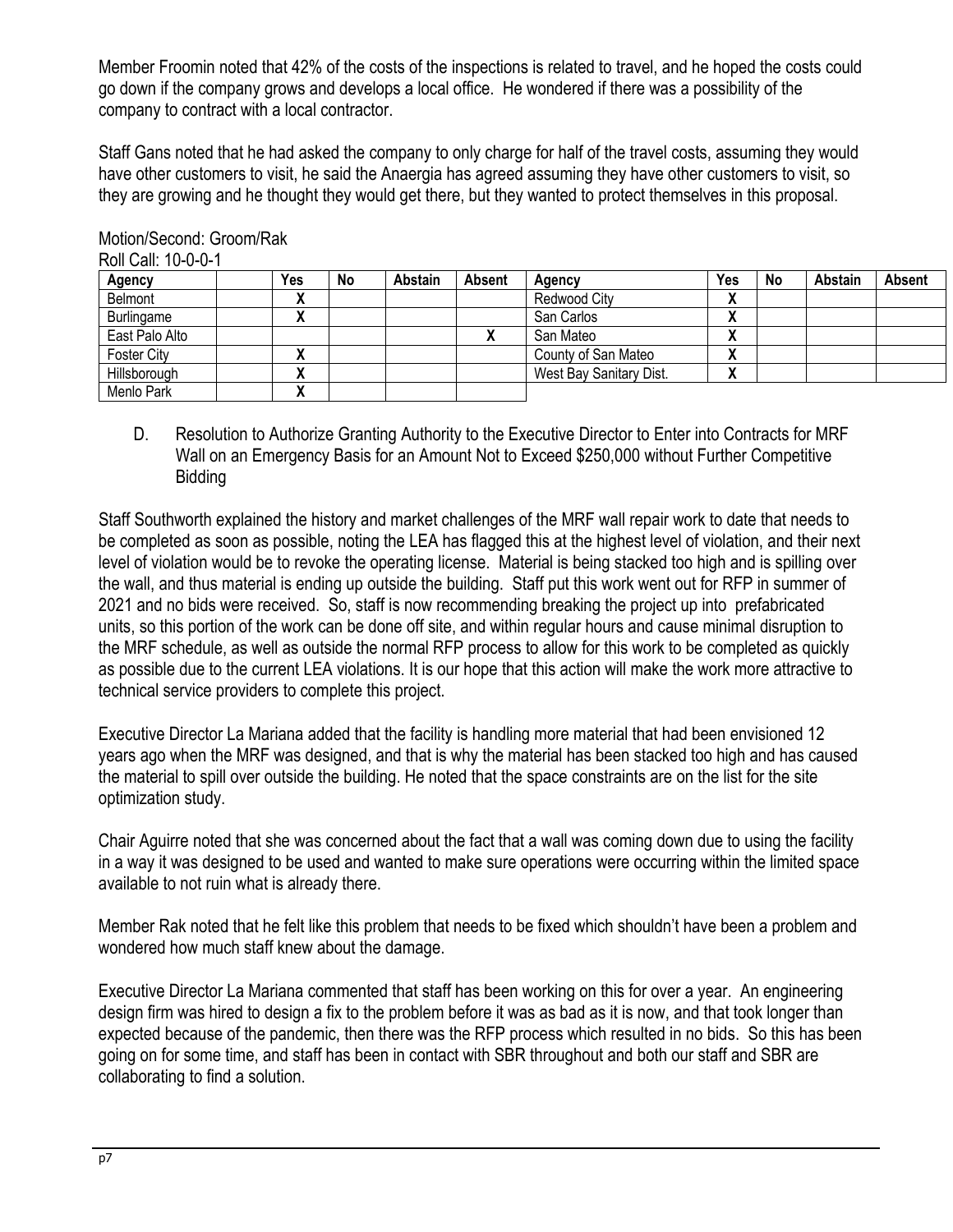Member Froomin noted that 42% of the costs of the inspections is related to travel, and he hoped the costs could go down if the company grows and develops a local office. He wondered if there was a possibility of the company to contract with a local contractor.

Staff Gans noted that he had asked the company to only charge for half of the travel costs, assuming they would have other customers to visit, he said the Anaergia has agreed assuming they have other customers to visit, so they are growing and he thought they would get there, but they wanted to protect themselves in this proposal.

Motion/Second: Groom/Rak
Roll Call: 10-0-0-1

| Agency | | Yes | No | Abstain | Absent | Agency | Yes | No | Abstain | Absent |
|---|---|---|---|---|---|---|---|---|---|---|
| Belmont | | X | | | | Redwood City | X | | | |
| Burlingame | | X | | | | San Carlos | X | | | |
| East Palo Alto | | | | | X | San Mateo | X | | | |
| Foster City | | X | | | | County of San Mateo | X | | | |
| Hillsborough | | X | | | | West Bay Sanitary Dist. | X | | | |
| Menlo Park | | X | | | | | | | | |

D. Resolution to Authorize Granting Authority to the Executive Director to Enter into Contracts for MRF Wall on an Emergency Basis for an Amount Not to Exceed $250,000 without Further Competitive Bidding

Staff Southworth explained the history and market challenges of the MRF wall repair work to date that needs to be completed as soon as possible, noting the LEA has flagged this at the highest level of violation, and their next level of violation would be to revoke the operating license. Material is being stacked too high and is spilling over the wall, and thus material is ending up outside the building. Staff put this work went out for RFP in summer of 2021 and no bids were received. So, staff is now recommending breaking the project up into prefabricated units, so this portion of the work can be done off site, and within regular hours and cause minimal disruption to the MRF schedule, as well as outside the normal RFP process to allow for this work to be completed as quickly as possible due to the current LEA violations. It is our hope that this action will make the work more attractive to technical service providers to complete this project.

Executive Director La Mariana added that the facility is handling more material that had been envisioned 12 years ago when the MRF was designed, and that is why the material has been stacked too high and has caused the material to spill over outside the building. He noted that the space constraints are on the list for the site optimization study.

Chair Aguirre noted that she was concerned about the fact that a wall was coming down due to using the facility in a way it was designed to be used and wanted to make sure operations were occurring within the limited space available to not ruin what is already there.

Member Rak noted that he felt like this problem that needs to be fixed which shouldn't have been a problem and wondered how much staff knew about the damage.

Executive Director La Mariana commented that staff has been working on this for over a year. An engineering design firm was hired to design a fix to the problem before it was as bad as it is now, and that took longer than expected because of the pandemic, then there was the RFP process which resulted in no bids. So this has been going on for some time, and staff has been in contact with SBR throughout and both our staff and SBR are collaborating to find a solution.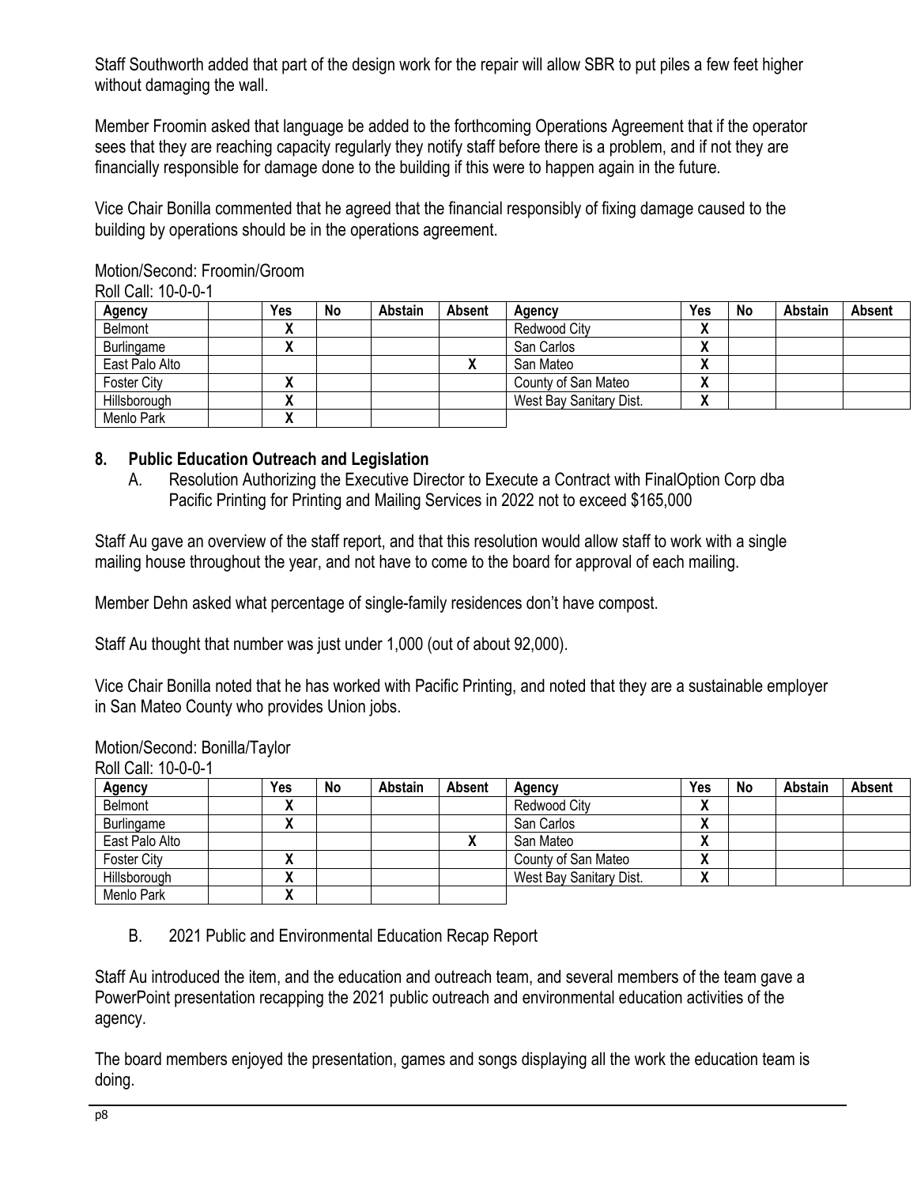Staff Southworth added that part of the design work for the repair will allow SBR to put piles a few feet higher without damaging the wall.

Member Froomin asked that language be added to the forthcoming Operations Agreement that if the operator sees that they are reaching capacity regularly they notify staff before there is a problem, and if not they are financially responsible for damage done to the building if this were to happen again in the future.

Vice Chair Bonilla commented that he agreed that the financial responsibly of fixing damage caused to the building by operations should be in the operations agreement.

Motion/Second: Froomin/Groom

Roll Call: 10-0-0-1

| Agency | | Yes | No | Abstain | Absent | Agency | Yes | No | Abstain | Absent |
|---|---|---|---|---|---|---|---|---|---|---|
| Belmont | | X | | | | Redwood City | X | | | |
| Burlingame | | X | | | | San Carlos | X | | | |
| East Palo Alto | | | | | X | San Mateo | X | | | |
| Foster City | | X | | | | County of San Mateo | X | | | |
| Hillsborough | | X | | | | West Bay Sanitary Dist. | X | | | |
| Menlo Park | | X | | | | | | | | |

## 8. Public Education Outreach and Legislation

A. Resolution Authorizing the Executive Director to Execute a Contract with FinalOption Corp dba Pacific Printing for Printing and Mailing Services in 2022 not to exceed $165,000

Staff Au gave an overview of the staff report, and that this resolution would allow staff to work with a single mailing house throughout the year, and not have to come to the board for approval of each mailing.

Member Dehn asked what percentage of single-family residences don't have compost.

Staff Au thought that number was just under 1,000 (out of about 92,000).

Vice Chair Bonilla noted that he has worked with Pacific Printing, and noted that they are a sustainable employer in San Mateo County who provides Union jobs.

Motion/Second: Bonilla/Taylor

Roll Call: 10-0-0-1

| Agency | | Yes | No | Abstain | Absent | Agency | Yes | No | Abstain | Absent |
|---|---|---|---|---|---|---|---|---|---|---|
| Belmont | | X | | | | Redwood City | X | | | |
| Burlingame | | X | | | | San Carlos | X | | | |
| East Palo Alto | | | | | X | San Mateo | X | | | |
| Foster City | | X | | | | County of San Mateo | X | | | |
| Hillsborough | | X | | | | West Bay Sanitary Dist. | X | | | |
| Menlo Park | | X | | | | | | | | |

B. 2021 Public and Environmental Education Recap Report

Staff Au introduced the item, and the education and outreach team, and several members of the team gave a PowerPoint presentation recapping the 2021 public outreach and environmental education activities of the agency.

The board members enjoyed the presentation, games and songs displaying all the work the education team is doing.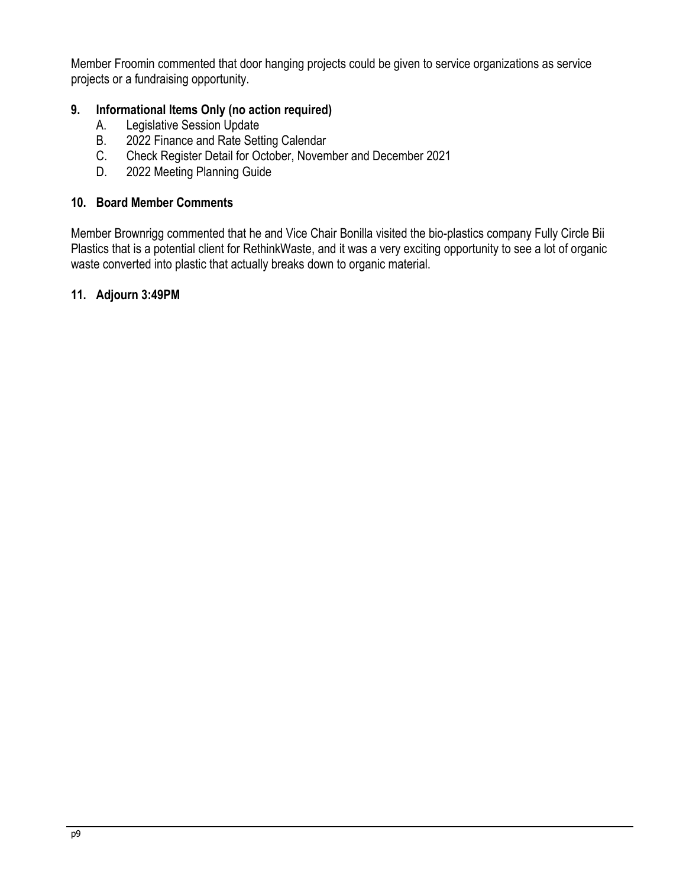Member Froomin commented that door hanging projects could be given to service organizations as service projects or a fundraising opportunity.

## 9. Informational Items Only (no action required)

A. Legislative Session Update
B. 2022 Finance and Rate Setting Calendar
C. Check Register Detail for October, November and December 2021
D. 2022 Meeting Planning Guide

## 10. Board Member Comments

Member Brownrigg commented that he and Vice Chair Bonilla visited the bio-plastics company Fully Circle Bii Plastics that is a potential client for RethinkWaste, and it was a very exciting opportunity to see a lot of organic waste converted into plastic that actually breaks down to organic material.

## 11. Adjourn 3:49PM